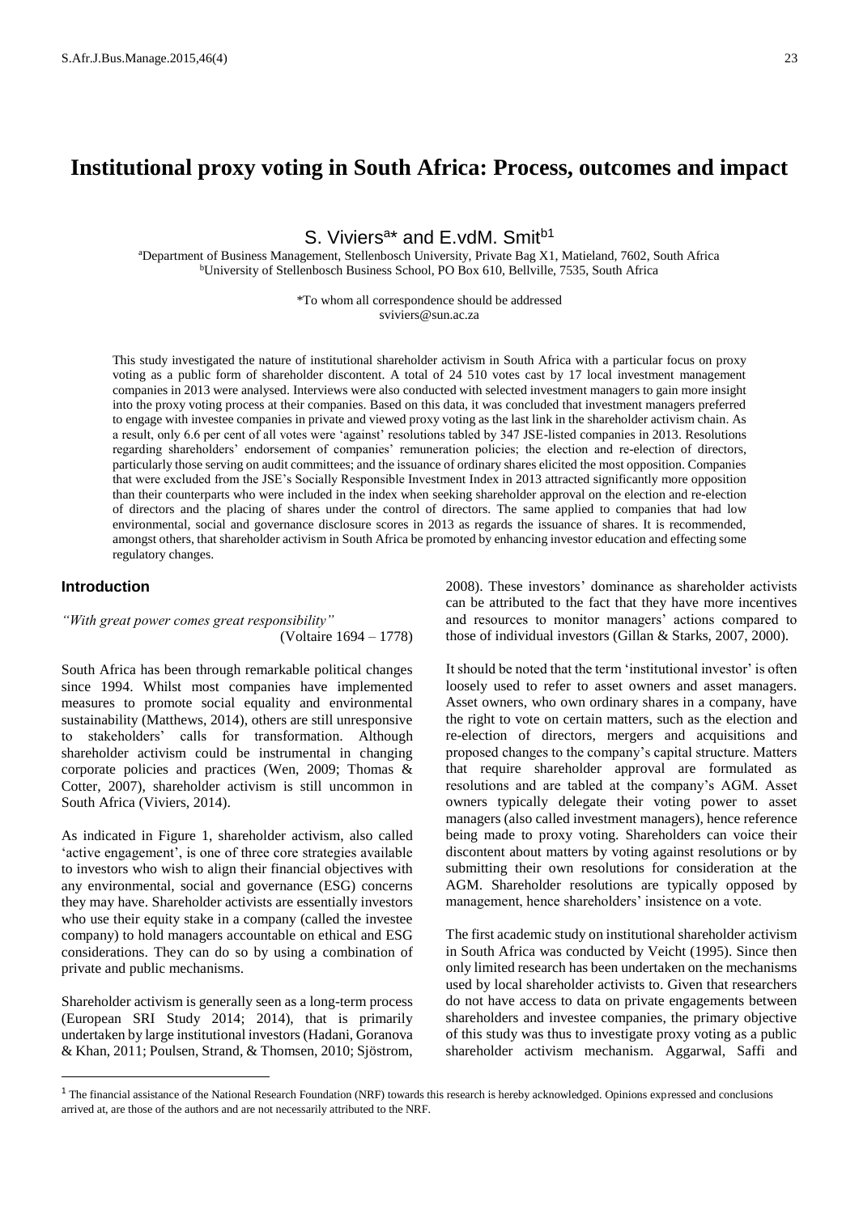# Institutional proxy voting in South Africa: Process, outcomes and impact

S. Viviers[a]* and E.vdM. Smit[b1]

[a]Department of Business Management, Stellenbosch University, Private Bag X1, Matieland, 7602, South Africa
[b]University of Stellenbosch Business School, PO Box 610, Bellville, 7535, South Africa

*To whom all correspondence should be addressed
sviviers@sun.ac.za

This study investigated the nature of institutional shareholder activism in South Africa with a particular focus on proxy voting as a public form of shareholder discontent. A total of 24 510 votes cast by 17 local investment management companies in 2013 were analysed. Interviews were also conducted with selected investment managers to gain more insight into the proxy voting process at their companies. Based on this data, it was concluded that investment managers preferred to engage with investee companies in private and viewed proxy voting as the last link in the shareholder activism chain. As a result, only 6.6 per cent of all votes were 'against' resolutions tabled by 347 JSE-listed companies in 2013. Resolutions regarding shareholders' endorsement of companies' remuneration policies; the election and re-election of directors, particularly those serving on audit committees; and the issuance of ordinary shares elicited the most opposition. Companies that were excluded from the JSE's Socially Responsible Investment Index in 2013 attracted significantly more opposition than their counterparts who were included in the index when seeking shareholder approval on the election and re-election of directors and the placing of shares under the control of directors. The same applied to companies that had low environmental, social and governance disclosure scores in 2013 as regards the issuance of shares. It is recommended, amongst others, that shareholder activism in South Africa be promoted by enhancing investor education and effecting some regulatory changes.

## Introduction

*"With great power comes great responsibility"*
(Voltaire 1694 – 1778)

South Africa has been through remarkable political changes since 1994. Whilst most companies have implemented measures to promote social equality and environmental sustainability (Matthews, 2014), others are still unresponsive to stakeholders' calls for transformation. Although shareholder activism could be instrumental in changing corporate policies and practices (Wen, 2009; Thomas & Cotter, 2007), shareholder activism is still uncommon in South Africa (Viviers, 2014).

As indicated in Figure 1, shareholder activism, also called 'active engagement', is one of three core strategies available to investors who wish to align their financial objectives with any environmental, social and governance (ESG) concerns they may have. Shareholder activists are essentially investors who use their equity stake in a company (called the investee company) to hold managers accountable on ethical and ESG considerations. They can do so by using a combination of private and public mechanisms.

Shareholder activism is generally seen as a long-term process (European SRI Study 2014; 2014), that is primarily undertaken by large institutional investors (Hadani, Goranova & Khan, 2011; Poulsen, Strand, & Thomsen, 2010; Sjöstrom, 2008). These investors' dominance as shareholder activists can be attributed to the fact that they have more incentives and resources to monitor managers' actions compared to those of individual investors (Gillan & Starks, 2007, 2000).

It should be noted that the term 'institutional investor' is often loosely used to refer to asset owners and asset managers. Asset owners, who own ordinary shares in a company, have the right to vote on certain matters, such as the election and re-election of directors, mergers and acquisitions and proposed changes to the company's capital structure. Matters that require shareholder approval are formulated as resolutions and are tabled at the company's AGM. Asset owners typically delegate their voting power to asset managers (also called investment managers), hence reference being made to proxy voting. Shareholders can voice their discontent about matters by voting against resolutions or by submitting their own resolutions for consideration at the AGM. Shareholder resolutions are typically opposed by management, hence shareholders' insistence on a vote.

The first academic study on institutional shareholder activism in South Africa was conducted by Veicht (1995). Since then only limited research has been undertaken on the mechanisms used by local shareholder activists to. Given that researchers do not have access to data on private engagements between shareholders and investee companies, the primary objective of this study was thus to investigate proxy voting as a public shareholder activism mechanism. Aggarwal, Saffi and

[1] The financial assistance of the National Research Foundation (NRF) towards this research is hereby acknowledged. Opinions expressed and conclusions arrived at, are those of the authors and are not necessarily attributed to the NRF.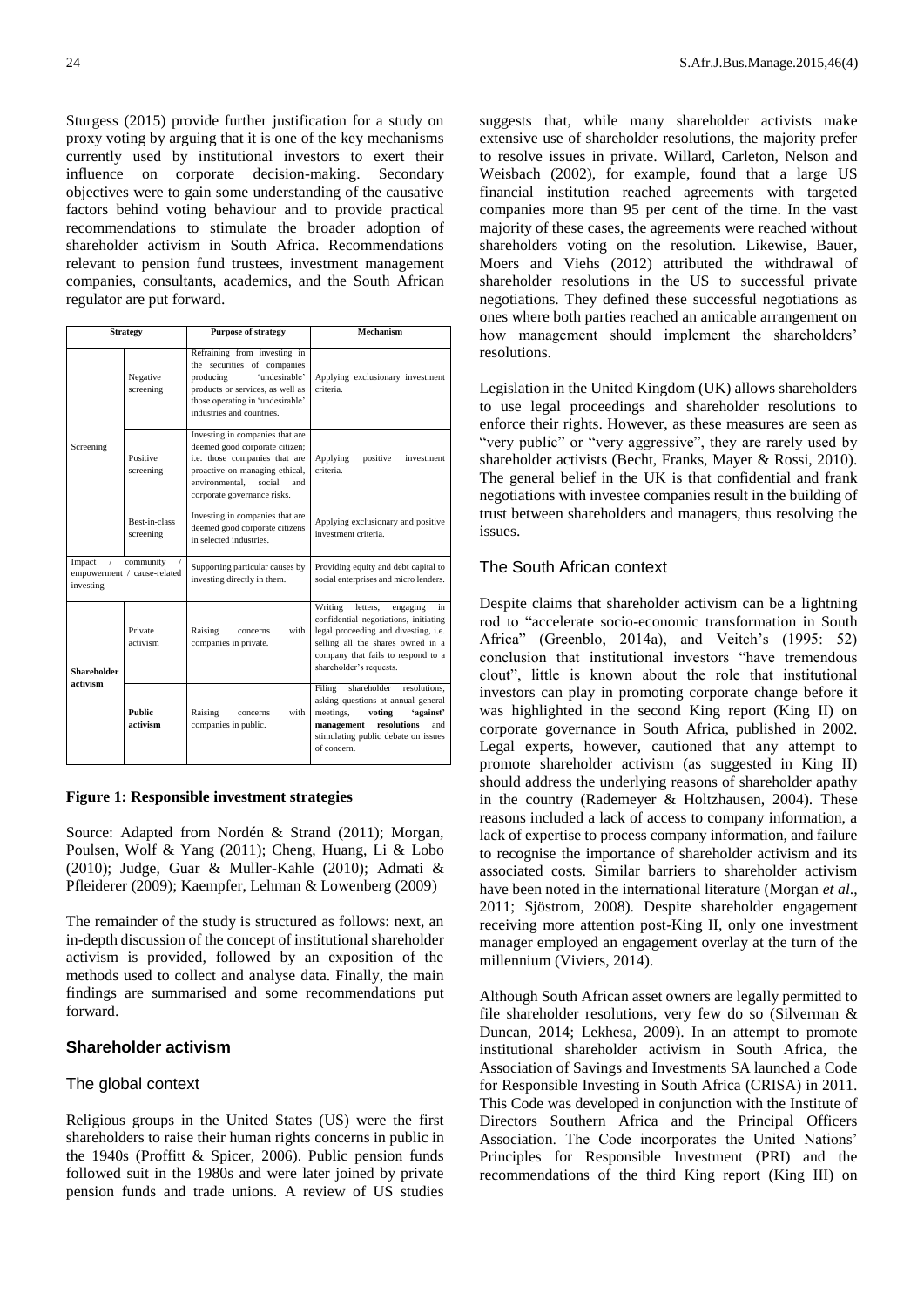Sturgess (2015) provide further justification for a study on proxy voting by arguing that it is one of the key mechanisms currently used by institutional investors to exert their influence on corporate decision-making. Secondary objectives were to gain some understanding of the causative factors behind voting behaviour and to provide practical recommendations to stimulate the broader adoption of shareholder activism in South Africa. Recommendations relevant to pension fund trustees, investment management companies, consultants, academics, and the South African regulator are put forward.

| Strategy | | Purpose of strategy | Mechanism |
|---|---|---|---|
| Screening | Negative screening | Refraining from investing in the securities of companies producing 'undesirable' products or services, as well as those operating in 'undesirable' industries and countries. | Applying exclusionary investment criteria. |
| | Positive screening | Investing in companies that are deemed good corporate citizen; i.e. those companies that are proactive on managing ethical, environmental, social and corporate governance risks. | Applying positive investment criteria. |
| | Best-in-class screening | Investing in companies that are deemed good corporate citizens in selected industries. | Applying exclusionary and positive investment criteria. |
| Impact / community / empowerment / cause-related investing | | Supporting particular causes by investing directly in them. | Providing equity and debt capital to social enterprises and micro lenders. |
| **Shareholder activism** | Private activism | Raising concerns with companies in private. | Writing letters, engaging in confidential negotiations, initiating legal proceeding and divesting, i.e. selling all the shares owned in a company that fails to respond to a shareholder's requests. |
| | **Public activism** | Raising concerns with companies in public. | Filing shareholder resolutions, asking questions at annual general meetings, **voting 'against' management resolutions** and stimulating public debate on issues of concern. |

**Figure 1: Responsible investment strategies**

Source: Adapted from Nordén & Strand (2011); Morgan, Poulsen, Wolf & Yang (2011); Cheng, Huang, Li & Lobo (2010); Judge, Guar & Muller-Kahle (2010); Admati & Pfleiderer (2009); Kaempfer, Lehman & Lowenberg (2009)

The remainder of the study is structured as follows: next, an in-depth discussion of the concept of institutional shareholder activism is provided, followed by an exposition of the methods used to collect and analyse data. Finally, the main findings are summarised and some recommendations put forward.

## Shareholder activism

### The global context

Religious groups in the United States (US) were the first shareholders to raise their human rights concerns in public in the 1940s (Proffitt & Spicer, 2006). Public pension funds followed suit in the 1980s and were later joined by private pension funds and trade unions. A review of US studies suggests that, while many shareholder activists make extensive use of shareholder resolutions, the majority prefer to resolve issues in private. Willard, Carleton, Nelson and Weisbach (2002), for example, found that a large US financial institution reached agreements with targeted companies more than 95 per cent of the time. In the vast majority of these cases, the agreements were reached without shareholders voting on the resolution. Likewise, Bauer, Moers and Viehs (2012) attributed the withdrawal of shareholder resolutions in the US to successful private negotiations. They defined these successful negotiations as ones where both parties reached an amicable arrangement on how management should implement the shareholders' resolutions.

Legislation in the United Kingdom (UK) allows shareholders to use legal proceedings and shareholder resolutions to enforce their rights. However, as these measures are seen as "very public" or "very aggressive", they are rarely used by shareholder activists (Becht, Franks, Mayer & Rossi, 2010). The general belief in the UK is that confidential and frank negotiations with investee companies result in the building of trust between shareholders and managers, thus resolving the issues.

### The South African context

Despite claims that shareholder activism can be a lightning rod to "accelerate socio-economic transformation in South Africa" (Greenblo, 2014a), and Veitch's (1995: 52) conclusion that institutional investors "have tremendous clout", little is known about the role that institutional investors can play in promoting corporate change before it was highlighted in the second King report (King II) on corporate governance in South Africa, published in 2002. Legal experts, however, cautioned that any attempt to promote shareholder activism (as suggested in King II) should address the underlying reasons of shareholder apathy in the country (Rademeyer & Holtzhausen, 2004). These reasons included a lack of access to company information, a lack of expertise to process company information, and failure to recognise the importance of shareholder activism and its associated costs. Similar barriers to shareholder activism have been noted in the international literature (Morgan *et al*., 2011; Sjöstrom, 2008). Despite shareholder engagement receiving more attention post-King II, only one investment manager employed an engagement overlay at the turn of the millennium (Viviers, 2014).

Although South African asset owners are legally permitted to file shareholder resolutions, very few do so (Silverman & Duncan, 2014; Lekhesa, 2009). In an attempt to promote institutional shareholder activism in South Africa, the Association of Savings and Investments SA launched a Code for Responsible Investing in South Africa (CRISA) in 2011. This Code was developed in conjunction with the Institute of Directors Southern Africa and the Principal Officers Association. The Code incorporates the United Nations' Principles for Responsible Investment (PRI) and the recommendations of the third King report (King III) on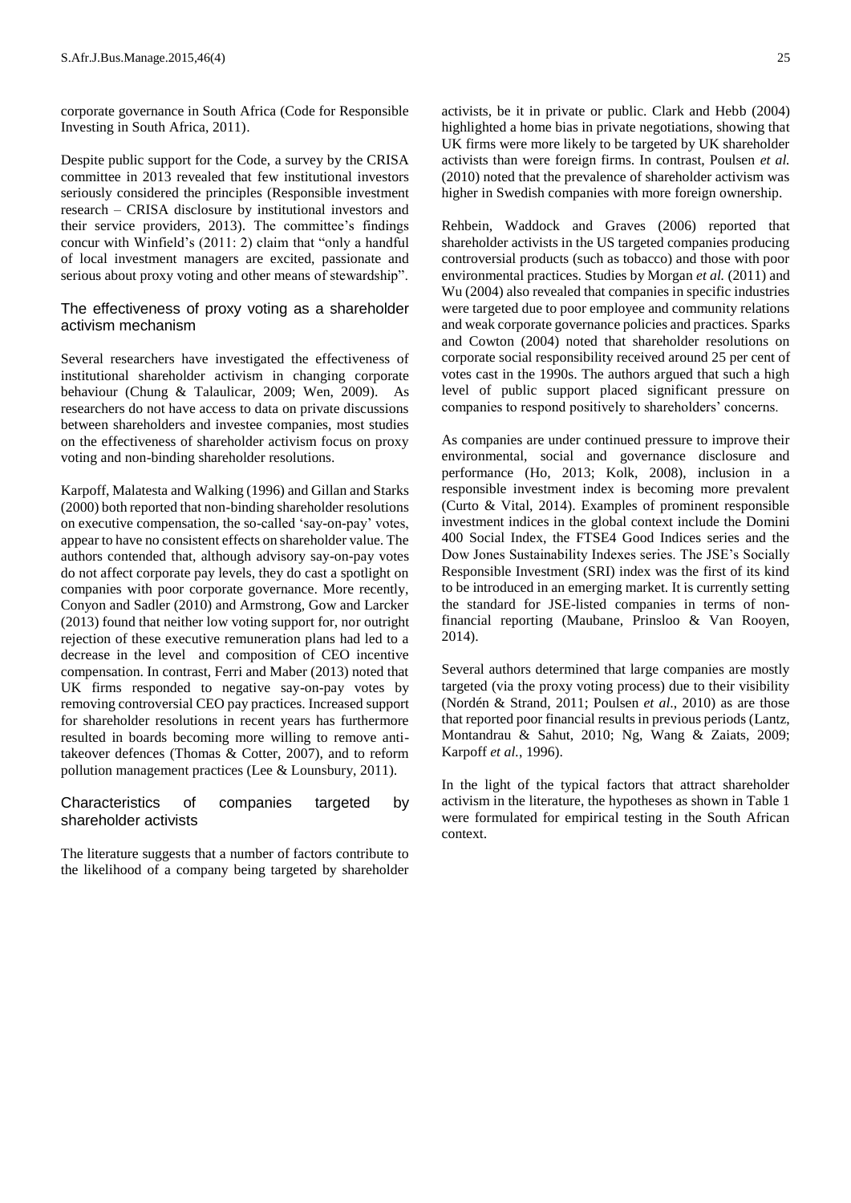corporate governance in South Africa (Code for Responsible Investing in South Africa, 2011).

Despite public support for the Code, a survey by the CRISA committee in 2013 revealed that few institutional investors seriously considered the principles (Responsible investment research – CRISA disclosure by institutional investors and their service providers, 2013). The committee's findings concur with Winfield's (2011: 2) claim that "only a handful of local investment managers are excited, passionate and serious about proxy voting and other means of stewardship".

## The effectiveness of proxy voting as a shareholder activism mechanism

Several researchers have investigated the effectiveness of institutional shareholder activism in changing corporate behaviour (Chung & Talaulicar, 2009; Wen, 2009). As researchers do not have access to data on private discussions between shareholders and investee companies, most studies on the effectiveness of shareholder activism focus on proxy voting and non-binding shareholder resolutions.

Karpoff, Malatesta and Walking (1996) and Gillan and Starks (2000) both reported that non-binding shareholder resolutions on executive compensation, the so-called 'say-on-pay' votes, appear to have no consistent effects on shareholder value. The authors contended that, although advisory say-on-pay votes do not affect corporate pay levels, they do cast a spotlight on companies with poor corporate governance. More recently, Conyon and Sadler (2010) and Armstrong, Gow and Larcker (2013) found that neither low voting support for, nor outright rejection of these executive remuneration plans had led to a decrease in the level and composition of CEO incentive compensation. In contrast, Ferri and Maber (2013) noted that UK firms responded to negative say-on-pay votes by removing controversial CEO pay practices. Increased support for shareholder resolutions in recent years has furthermore resulted in boards becoming more willing to remove anti-takeover defences (Thomas & Cotter, 2007), and to reform pollution management practices (Lee & Lounsbury, 2011).

## Characteristics of companies targeted by shareholder activists

The literature suggests that a number of factors contribute to the likelihood of a company being targeted by shareholder activists, be it in private or public. Clark and Hebb (2004) highlighted a home bias in private negotiations, showing that UK firms were more likely to be targeted by UK shareholder activists than were foreign firms. In contrast, Poulsen *et al.* (2010) noted that the prevalence of shareholder activism was higher in Swedish companies with more foreign ownership.

Rehbein, Waddock and Graves (2006) reported that shareholder activists in the US targeted companies producing controversial products (such as tobacco) and those with poor environmental practices. Studies by Morgan *et al.* (2011) and Wu (2004) also revealed that companies in specific industries were targeted due to poor employee and community relations and weak corporate governance policies and practices. Sparks and Cowton (2004) noted that shareholder resolutions on corporate social responsibility received around 25 per cent of votes cast in the 1990s. The authors argued that such a high level of public support placed significant pressure on companies to respond positively to shareholders' concerns.

As companies are under continued pressure to improve their environmental, social and governance disclosure and performance (Ho, 2013; Kolk, 2008), inclusion in a responsible investment index is becoming more prevalent (Curto & Vital, 2014). Examples of prominent responsible investment indices in the global context include the Domini 400 Social Index, the FTSE4 Good Indices series and the Dow Jones Sustainability Indexes series. The JSE's Socially Responsible Investment (SRI) index was the first of its kind to be introduced in an emerging market. It is currently setting the standard for JSE-listed companies in terms of non-financial reporting (Maubane, Prinsloo & Van Rooyen, 2014).

Several authors determined that large companies are mostly targeted (via the proxy voting process) due to their visibility (Nordén & Strand, 2011; Poulsen *et al.*, 2010) as are those that reported poor financial results in previous periods (Lantz, Montandrau & Sahut, 2010; Ng, Wang & Zaiats, 2009; Karpoff *et al.*, 1996).

In the light of the typical factors that attract shareholder activism in the literature, the hypotheses as shown in Table 1 were formulated for empirical testing in the South African context.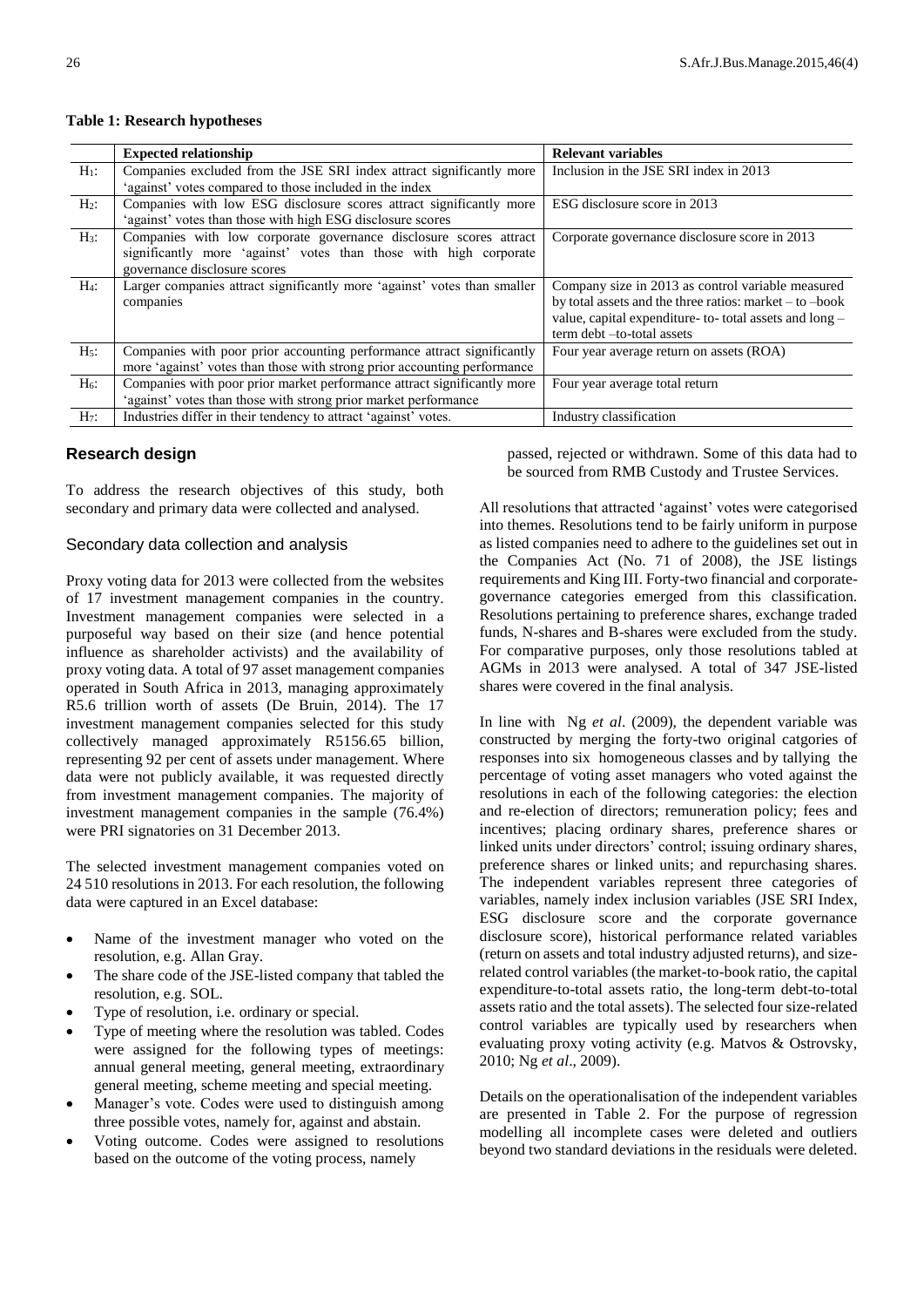**Table 1: Research hypotheses**

| | Expected relationship | Relevant variables |
|---|---|---|
| $H_1$: | Companies excluded from the JSE SRI index attract significantly more 'against' votes compared to those included in the index | Inclusion in the JSE SRI index in 2013 |
| $H_2$: | Companies with low ESG disclosure scores attract significantly more 'against' votes than those with high ESG disclosure scores | ESG disclosure score in 2013 |
| $H_3$: | Companies with low corporate governance disclosure scores attract significantly more 'against' votes than those with high corporate governance disclosure scores | Corporate governance disclosure score in 2013 |
| $H_4$: | Larger companies attract significantly more 'against' votes than smaller companies | Company size in 2013 as control variable measured by total assets and the three ratios: market – to –book value, capital expenditure- to- total assets and long – term debt –to-total assets |
| $H_5$: | Companies with poor prior accounting performance attract significantly more 'against' votes than those with strong prior accounting performance | Four year average return on assets (ROA) |
| $H_6$: | Companies with poor prior market performance attract significantly more 'against' votes than those with strong prior market performance | Four year average total return |
| $H_7$: | Industries differ in their tendency to attract 'against' votes. | Industry classification |

## Research design

To address the research objectives of this study, both secondary and primary data were collected and analysed.

### Secondary data collection and analysis

Proxy voting data for 2013 were collected from the websites of 17 investment management companies in the country. Investment management companies were selected in a purposeful way based on their size (and hence potential influence as shareholder activists) and the availability of proxy voting data. A total of 97 asset management companies operated in South Africa in 2013, managing approximately R5.6 trillion worth of assets (De Bruin, 2014). The 17 investment management companies selected for this study collectively managed approximately R5156.65 billion, representing 92 per cent of assets under management. Where data were not publicly available, it was requested directly from investment management companies. The majority of investment management companies in the sample (76.4%) were PRI signatories on 31 December 2013.

The selected investment management companies voted on 24 510 resolutions in 2013. For each resolution, the following data were captured in an Excel database:

- Name of the investment manager who voted on the resolution, e.g. Allan Gray.
- The share code of the JSE-listed company that tabled the resolution, e.g. SOL.
- Type of resolution, i.e. ordinary or special.
- Type of meeting where the resolution was tabled. Codes were assigned for the following types of meetings: annual general meeting, general meeting, extraordinary general meeting, scheme meeting and special meeting.
- Manager's vote. Codes were used to distinguish among three possible votes, namely for, against and abstain.
- Voting outcome. Codes were assigned to resolutions based on the outcome of the voting process, namely passed, rejected or withdrawn. Some of this data had to be sourced from RMB Custody and Trustee Services.

All resolutions that attracted 'against' votes were categorised into themes. Resolutions tend to be fairly uniform in purpose as listed companies need to adhere to the guidelines set out in the Companies Act (No. 71 of 2008), the JSE listings requirements and King III. Forty-two financial and corporate-governance categories emerged from this classification. Resolutions pertaining to preference shares, exchange traded funds, N-shares and B-shares were excluded from the study. For comparative purposes, only those resolutions tabled at AGMs in 2013 were analysed. A total of 347 JSE-listed shares were covered in the final analysis.

In line with Ng *et al*. (2009), the dependent variable was constructed by merging the forty-two original catgories of responses into six homogeneous classes and by tallying the percentage of voting asset managers who voted against the resolutions in each of the following categories: the election and re-election of directors; remuneration policy; fees and incentives; placing ordinary shares, preference shares or linked units under directors' control; issuing ordinary shares, preference shares or linked units; and repurchasing shares. The independent variables represent three categories of variables, namely index inclusion variables (JSE SRI Index, ESG disclosure score and the corporate governance disclosure score), historical performance related variables (return on assets and total industry adjusted returns), and size-related control variables (the market-to-book ratio, the capital expenditure-to-total assets ratio, the long-term debt-to-total assets ratio and the total assets). The selected four size-related control variables are typically used by researchers when evaluating proxy voting activity (e.g. Matvos & Ostrovsky, 2010; Ng *et al*., 2009).

Details on the operationalisation of the independent variables are presented in Table 2. For the purpose of regression modelling all incomplete cases were deleted and outliers beyond two standard deviations in the residuals were deleted.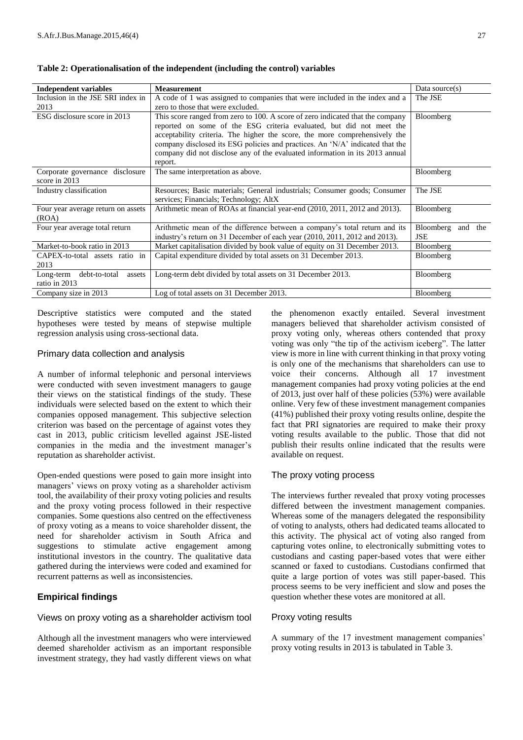**Table 2: Operationalisation of the independent (including the control) variables**

| Independent variables | Measurement | Data source(s) |
| --- | --- | --- |
| Inclusion in the JSE SRI index in 2013 | A code of 1 was assigned to companies that were included in the index and a zero to those that were excluded. | The JSE |
| ESG disclosure score in 2013 | This score ranged from zero to 100. A score of zero indicated that the company reported on some of the ESG criteria evaluated, but did not meet the acceptability criteria. The higher the score, the more comprehensively the company disclosed its ESG policies and practices. An 'N/A' indicated that the company did not disclose any of the evaluated information in its 2013 annual report. | Bloomberg |
| Corporate governance disclosure score in 2013 | The same interpretation as above. | Bloomberg |
| Industry classification | Resources; Basic materials; General industrials; Consumer goods; Consumer services; Financials; Technology; AltX | The JSE |
| Four year average return on assets (ROA) | Arithmetic mean of ROAs at financial year-end (2010, 2011, 2012 and 2013). | Bloomberg |
| Four year average total return | Arithmetic mean of the difference between a company's total return and its industry's return on 31 December of each year (2010, 2011, 2012 and 2013). | Bloomberg and the JSE |
| Market-to-book ratio in 2013 | Market capitalisation divided by book value of equity on 31 December 2013. | Bloomberg |
| CAPEX-to-total assets ratio in 2013 | Capital expenditure divided by total assets on 31 December 2013. | Bloomberg |
| Long-term debt-to-total assets ratio in 2013 | Long-term debt divided by total assets on 31 December 2013. | Bloomberg |
| Company size in 2013 | Log of total assets on 31 December 2013. | Bloomberg |

Descriptive statistics were computed and the stated hypotheses were tested by means of stepwise multiple regression analysis using cross-sectional data.

### Primary data collection and analysis

A number of informal telephonic and personal interviews were conducted with seven investment managers to gauge their views on the statistical findings of the study. These individuals were selected based on the extent to which their companies opposed management. This subjective selection criterion was based on the percentage of against votes they cast in 2013, public criticism levelled against JSE-listed companies in the media and the investment manager's reputation as shareholder activist.

Open-ended questions were posed to gain more insight into managers' views on proxy voting as a shareholder activism tool, the availability of their proxy voting policies and results and the proxy voting process followed in their respective companies. Some questions also centred on the effectiveness of proxy voting as a means to voice shareholder dissent, the need for shareholder activism in South Africa and suggestions to stimulate active engagement among institutional investors in the country. The qualitative data gathered during the interviews were coded and examined for recurrent patterns as well as inconsistencies.

## Empirical findings

### Views on proxy voting as a shareholder activism tool

Although all the investment managers who were interviewed deemed shareholder activism as an important responsible investment strategy, they had vastly different views on what the phenomenon exactly entailed. Several investment managers believed that shareholder activism consisted of proxy voting only, whereas others contended that proxy voting was only "the tip of the activism iceberg". The latter view is more in line with current thinking in that proxy voting is only one of the mechanisms that shareholders can use to voice their concerns. Although all 17 investment management companies had proxy voting policies at the end of 2013, just over half of these policies (53%) were available online. Very few of these investment management companies (41%) published their proxy voting results online, despite the fact that PRI signatories are required to make their proxy voting results available to the public. Those that did not publish their results online indicated that the results were available on request.

### The proxy voting process

The interviews further revealed that proxy voting processes differed between the investment management companies. Whereas some of the managers delegated the responsibility of voting to analysts, others had dedicated teams allocated to this activity. The physical act of voting also ranged from capturing votes online, to electronically submitting votes to custodians and casting paper-based votes that were either scanned or faxed to custodians. Custodians confirmed that quite a large portion of votes was still paper-based. This process seems to be very inefficient and slow and poses the question whether these votes are monitored at all.

### Proxy voting results

A summary of the 17 investment management companies' proxy voting results in 2013 is tabulated in Table 3.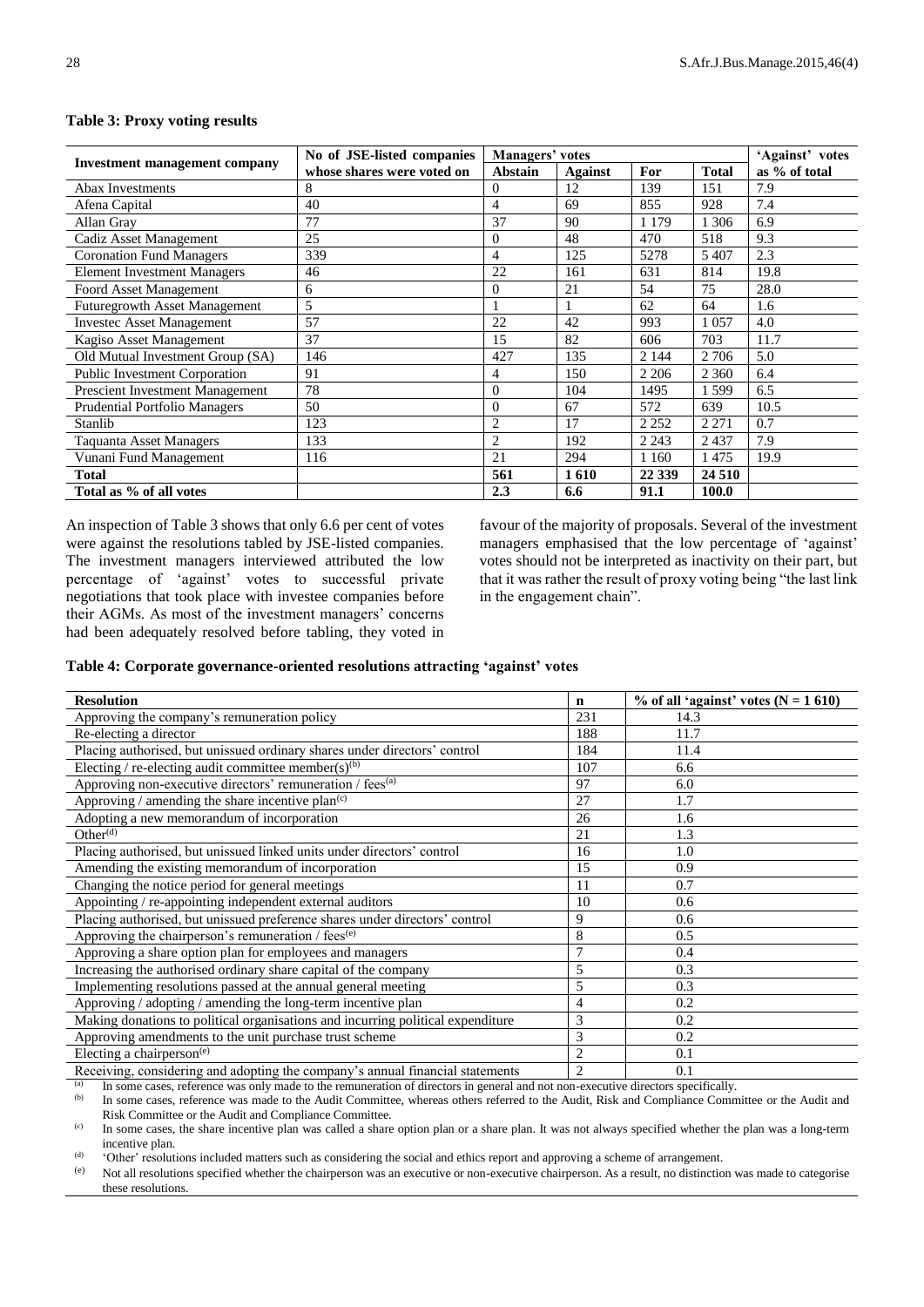**Table 3: Proxy voting results**

| Investment management company | No of JSE-listed companies whose shares were voted on | Managers' votes | | | | 'Against' votes as % of total |
|---|---|---|---|---|---|---|
| | | Abstain | Against | For | Total | |
| Abax Investments | 8 | 0 | 12 | 139 | 151 | 7.9 |
| Afena Capital | 40 | 4 | 69 | 855 | 928 | 7.4 |
| Allan Gray | 77 | 37 | 90 | 1 179 | 1 306 | 6.9 |
| Cadiz Asset Management | 25 | 0 | 48 | 470 | 518 | 9.3 |
| Coronation Fund Managers | 339 | 4 | 125 | 5278 | 5 407 | 2.3 |
| Element Investment Managers | 46 | 22 | 161 | 631 | 814 | 19.8 |
| Foord Asset Management | 6 | 0 | 21 | 54 | 75 | 28.0 |
| Futuregrowth Asset Management | 5 | 1 | 1 | 62 | 64 | 1.6 |
| Investec Asset Management | 57 | 22 | 42 | 993 | 1 057 | 4.0 |
| Kagiso Asset Management | 37 | 15 | 82 | 606 | 703 | 11.7 |
| Old Mutual Investment Group (SA) | 146 | 427 | 135 | 2 144 | 2 706 | 5.0 |
| Public Investment Corporation | 91 | 4 | 150 | 2 206 | 2 360 | 6.4 |
| Prescient Investment Management | 78 | 0 | 104 | 1495 | 1 599 | 6.5 |
| Prudential Portfolio Managers | 50 | 0 | 67 | 572 | 639 | 10.5 |
| Stanlib | 123 | 2 | 17 | 2 252 | 2 271 | 0.7 |
| Taquanta Asset Managers | 133 | 2 | 192 | 2 243 | 2 437 | 7.9 |
| Vunani Fund Management | 116 | 21 | 294 | 1 160 | 1 475 | 19.9 |
| **Total** | | **561** | **1 610** | **22 339** | **24 510** | |
| **Total as % of all votes** | | **2.3** | **6.6** | **91.1** | **100.0** | |

An inspection of Table 3 shows that only 6.6 per cent of votes were against the resolutions tabled by JSE-listed companies. The investment managers interviewed attributed the low percentage of 'against' votes to successful private negotiations that took place with investee companies before their AGMs. As most of the investment managers' concerns had been adequately resolved before tabling, they voted in favour of the majority of proposals. Several of the investment managers emphasised that the low percentage of 'against' votes should not be interpreted as inactivity on their part, but that it was rather the result of proxy voting being "the last link in the engagement chain".

**Table 4: Corporate governance-oriented resolutions attracting 'against' votes**

| Resolution | n | % of all 'against' votes (N = 1 610) |
|---|---|---|
| Approving the company's remuneration policy | 231 | 14.3 |
| Re-electing a director | 188 | 11.7 |
| Placing authorised, but unissued ordinary shares under directors' control | 184 | 11.4 |
| Electing / re-electing audit committee member(s)[(b)] | 107 | 6.6 |
| Approving non-executive directors' remuneration / fees[(a)] | 97 | 6.0 |
| Approving / amending the share incentive plan[(c)] | 27 | 1.7 |
| Adopting a new memorandum of incorporation | 26 | 1.6 |
| Other[(d)] | 21 | 1.3 |
| Placing authorised, but unissued linked units under directors' control | 16 | 1.0 |
| Amending the existing memorandum of incorporation | 15 | 0.9 |
| Changing the notice period for general meetings | 11 | 0.7 |
| Appointing / re-appointing independent external auditors | 10 | 0.6 |
| Placing authorised, but unissued preference shares under directors' control | 9 | 0.6 |
| Approving the chairperson's remuneration / fees[(e)] | 8 | 0.5 |
| Approving a share option plan for employees and managers | 7 | 0.4 |
| Increasing the authorised ordinary share capital of the company | 5 | 0.3 |
| Implementing resolutions passed at the annual general meeting | 5 | 0.3 |
| Approving / adopting / amending the long-term incentive plan | 4 | 0.2 |
| Making donations to political organisations and incurring political expenditure | 3 | 0.2 |
| Approving amendments to the unit purchase trust scheme | 3 | 0.2 |
| Electing a chairperson[(e)] | 2 | 0.1 |
| Receiving, considering and adopting the company's annual financial statements | 2 | 0.1 |

(a) In some cases, reference was only made to the remuneration of directors in general and not non-executive directors specifically.

(b) In some cases, reference was made to the Audit Committee, whereas others referred to the Audit, Risk and Compliance Committee or the Audit and Risk Committee or the Audit and Compliance Committee.

(c) In some cases, the share incentive plan was called a share option plan or a share plan. It was not always specified whether the plan was a long-term incentive plan.

(d) 'Other' resolutions included matters such as considering the social and ethics report and approving a scheme of arrangement.

(e) Not all resolutions specified whether the chairperson was an executive or non-executive chairperson. As a result, no distinction was made to categorise these resolutions.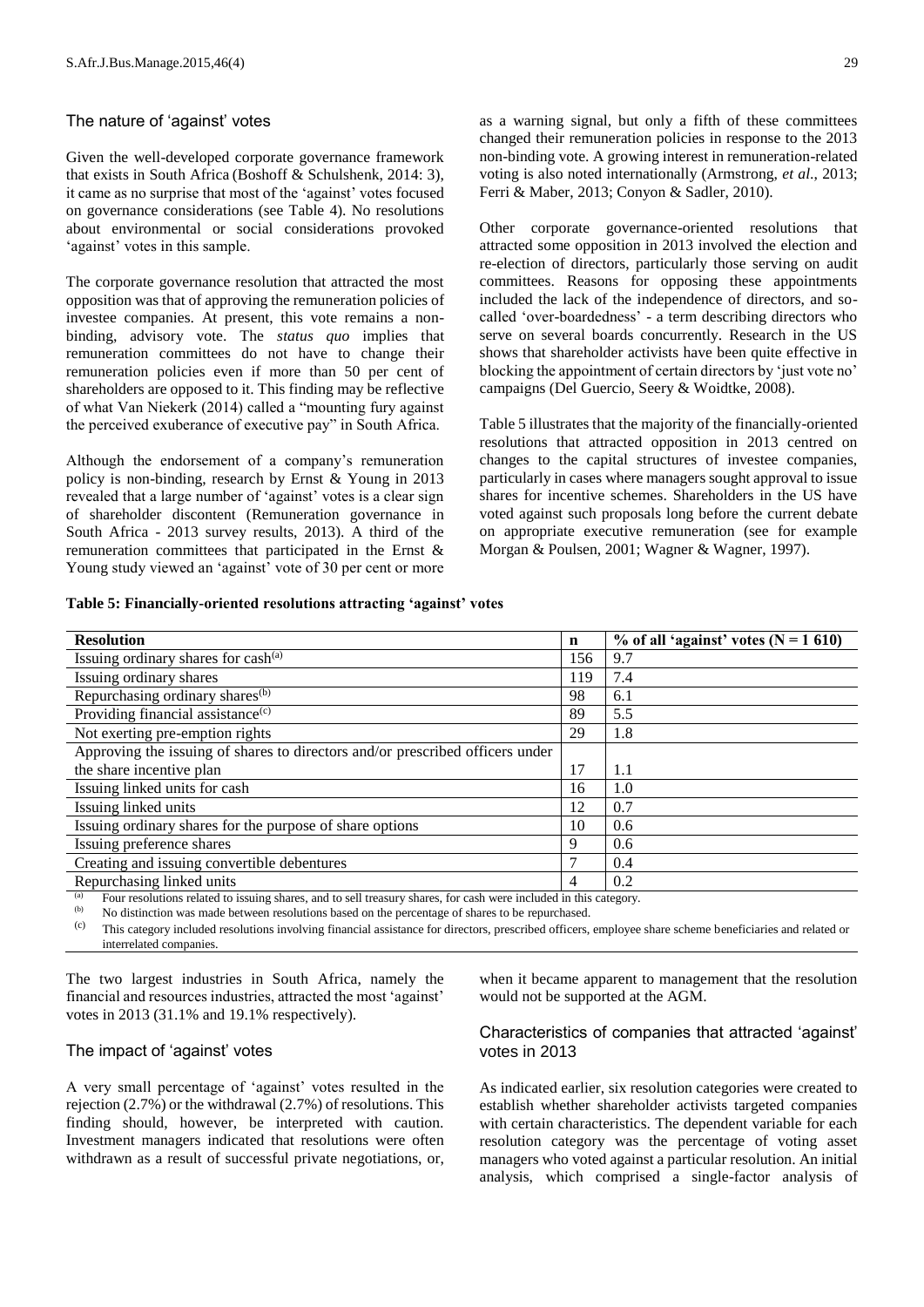## The nature of 'against' votes

Given the well-developed corporate governance framework that exists in South Africa (Boshoff & Schulshenk, 2014: 3), it came as no surprise that most of the 'against' votes focused on governance considerations (see Table 4). No resolutions about environmental or social considerations provoked 'against' votes in this sample.

The corporate governance resolution that attracted the most opposition was that of approving the remuneration policies of investee companies. At present, this vote remains a non-binding, advisory vote. The *status quo* implies that remuneration committees do not have to change their remuneration policies even if more than 50 per cent of shareholders are opposed to it. This finding may be reflective of what Van Niekerk (2014) called a "mounting fury against the perceived exuberance of executive pay" in South Africa.

Although the endorsement of a company's remuneration policy is non-binding, research by Ernst & Young in 2013 revealed that a large number of 'against' votes is a clear sign of shareholder discontent (Remuneration governance in South Africa - 2013 survey results, 2013). A third of the remuneration committees that participated in the Ernst & Young study viewed an 'against' vote of 30 per cent or more as a warning signal, but only a fifth of these committees changed their remuneration policies in response to the 2013 non-binding vote. A growing interest in remuneration-related voting is also noted internationally (Armstrong, *et al*., 2013; Ferri & Maber, 2013; Conyon & Sadler, 2010).

Other corporate governance-oriented resolutions that attracted some opposition in 2013 involved the election and re-election of directors, particularly those serving on audit committees. Reasons for opposing these appointments included the lack of the independence of directors, and so-called 'over-boardedness' - a term describing directors who serve on several boards concurrently. Research in the US shows that shareholder activists have been quite effective in blocking the appointment of certain directors by 'just vote no' campaigns (Del Guercio, Seery & Woidtke, 2008).

Table 5 illustrates that the majority of the financially-oriented resolutions that attracted opposition in 2013 centred on changes to the capital structures of investee companies, particularly in cases where managers sought approval to issue shares for incentive schemes. Shareholders in the US have voted against such proposals long before the current debate on appropriate executive remuneration (see for example Morgan & Poulsen, 2001; Wagner & Wagner, 1997).

**Table 5: Financially-oriented resolutions attracting 'against' votes**

| Resolution | n | % of all 'against' votes (N = 1 610) |
|---|---|---|
| Issuing ordinary shares for cash[(a)] | 156 | 9.7 |
| Issuing ordinary shares | 119 | 7.4 |
| Repurchasing ordinary shares[(b)] | 98 | 6.1 |
| Providing financial assistance[(c)] | 89 | 5.5 |
| Not exerting pre-emption rights | 29 | 1.8 |
| Approving the issuing of shares to directors and/or prescribed officers under the share incentive plan | 17 | 1.1 |
| Issuing linked units for cash | 16 | 1.0 |
| Issuing linked units | 12 | 0.7 |
| Issuing ordinary shares for the purpose of share options | 10 | 0.6 |
| Issuing preference shares | 9 | 0.6 |
| Creating and issuing convertible debentures | 7 | 0.4 |
| Repurchasing linked units | 4 | 0.2 |

(a) Four resolutions related to issuing shares, and to sell treasury shares, for cash were included in this category.
(b) No distinction was made between resolutions based on the percentage of shares to be repurchased.
(c) This category included resolutions involving financial assistance for directors, prescribed officers, employee share scheme beneficiaries and related or interrelated companies.

The two largest industries in South Africa, namely the financial and resources industries, attracted the most 'against' votes in 2013 (31.1% and 19.1% respectively).

## The impact of 'against' votes

A very small percentage of 'against' votes resulted in the rejection (2.7%) or the withdrawal (2.7%) of resolutions. This finding should, however, be interpreted with caution. Investment managers indicated that resolutions were often withdrawn as a result of successful private negotiations, or, when it became apparent to management that the resolution would not be supported at the AGM.

## Characteristics of companies that attracted 'against' votes in 2013

As indicated earlier, six resolution categories were created to establish whether shareholder activists targeted companies with certain characteristics. The dependent variable for each resolution category was the percentage of voting asset managers who voted against a particular resolution. An initial analysis, which comprised a single-factor analysis of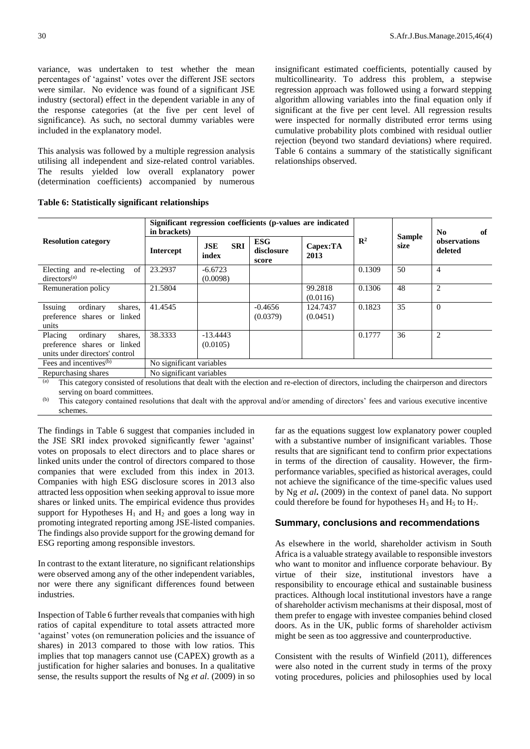variance, was undertaken to test whether the mean percentages of 'against' votes over the different JSE sectors were similar. No evidence was found of a significant JSE industry (sectoral) effect in the dependent variable in any of the response categories (at the five per cent level of significance). As such, no sectoral dummy variables were included in the explanatory model.

This analysis was followed by a multiple regression analysis utilising all independent and size-related control variables. The results yielded low overall explanatory power (determination coefficients) accompanied by numerous insignificant estimated coefficients, potentially caused by multicollinearity. To address this problem, a stepwise regression approach was followed using a forward stepping algorithm allowing variables into the final equation only if significant at the five per cent level. All regression results were inspected for normally distributed error terms using cumulative probability plots combined with residual outlier rejection (beyond two standard deviations) where required. Table 6 contains a summary of the statistically significant relationships observed.

**Table 6: Statistically significant relationships**

| Resolution category | Significant regression coefficients (p-values are indicated in brackets) | | | | $R^2$ | Sample size | No of observations deleted |
|---|---|---|---|---|---|---|---|
| | Intercept | JSE SRI index | ESG disclosure score | Capex:TA 2013 | | | |
| Electing and re-electing of directors[(a)] | 23.2937 | -6.6723 (0.0098) | | | 0.1309 | 50 | 4 |
| Remuneration policy | 21.5804 | | | 99.2818 (0.0116) | 0.1306 | 48 | 2 |
| Issuing ordinary shares, preference shares or linked units | 41.4545 | | -0.4656 (0.0379) | 124.7437 (0.0451) | 0.1823 | 35 | 0 |
| Placing ordinary shares, preference shares or linked units under directors' control | 38.3333 | -13.4443 (0.0105) | | | 0.1777 | 36 | 2 |
| Fees and incentives[(b)] | No significant variables | | | | | | |
| Repurchasing shares | No significant variables | | | | | | |

[(a)] This category consisted of resolutions that dealt with the election and re-election of directors, including the chairperson and directors serving on board committees.

[(b)] This category contained resolutions that dealt with the approval and/or amending of directors' fees and various executive incentive schemes.

The findings in Table 6 suggest that companies included in the JSE SRI index provoked significantly fewer 'against' votes on proposals to elect directors and to place shares or linked units under the control of directors compared to those companies that were excluded from this index in 2013. Companies with high ESG disclosure scores in 2013 also attracted less opposition when seeking approval to issue more shares or linked units. The empirical evidence thus provides support for Hypotheses $H_1$ and $H_2$ and goes a long way in promoting integrated reporting among JSE-listed companies. The findings also provide support for the growing demand for ESG reporting among responsible investors.

In contrast to the extant literature, no significant relationships were observed among any of the other independent variables, nor were there any significant differences found between industries.

Inspection of Table 6 further reveals that companies with high ratios of capital expenditure to total assets attracted more 'against' votes (on remuneration policies and the issuance of shares) in 2013 compared to those with low ratios. This implies that top managers cannot use (CAPEX) growth as a justification for higher salaries and bonuses. In a qualitative sense, the results support the results of Ng *et al*. (2009) in so far as the equations suggest low explanatory power coupled with a substantive number of insignificant variables. Those results that are significant tend to confirm prior expectations in terms of the direction of causality. However, the firm-performance variables, specified as historical averages, could not achieve the significance of the time-specific values used by Ng *et al***.** (2009) in the context of panel data. No support could therefore be found for hypotheses $H_3$ and $H_5$ to $H_7$.

## Summary, conclusions and recommendations

As elsewhere in the world, shareholder activism in South Africa is a valuable strategy available to responsible investors who want to monitor and influence corporate behaviour. By virtue of their size, institutional investors have a responsibility to encourage ethical and sustainable business practices. Although local institutional investors have a range of shareholder activism mechanisms at their disposal, most of them prefer to engage with investee companies behind closed doors. As in the UK, public forms of shareholder activism might be seen as too aggressive and counterproductive.

Consistent with the results of Winfield (2011), differences were also noted in the current study in terms of the proxy voting procedures, policies and philosophies used by local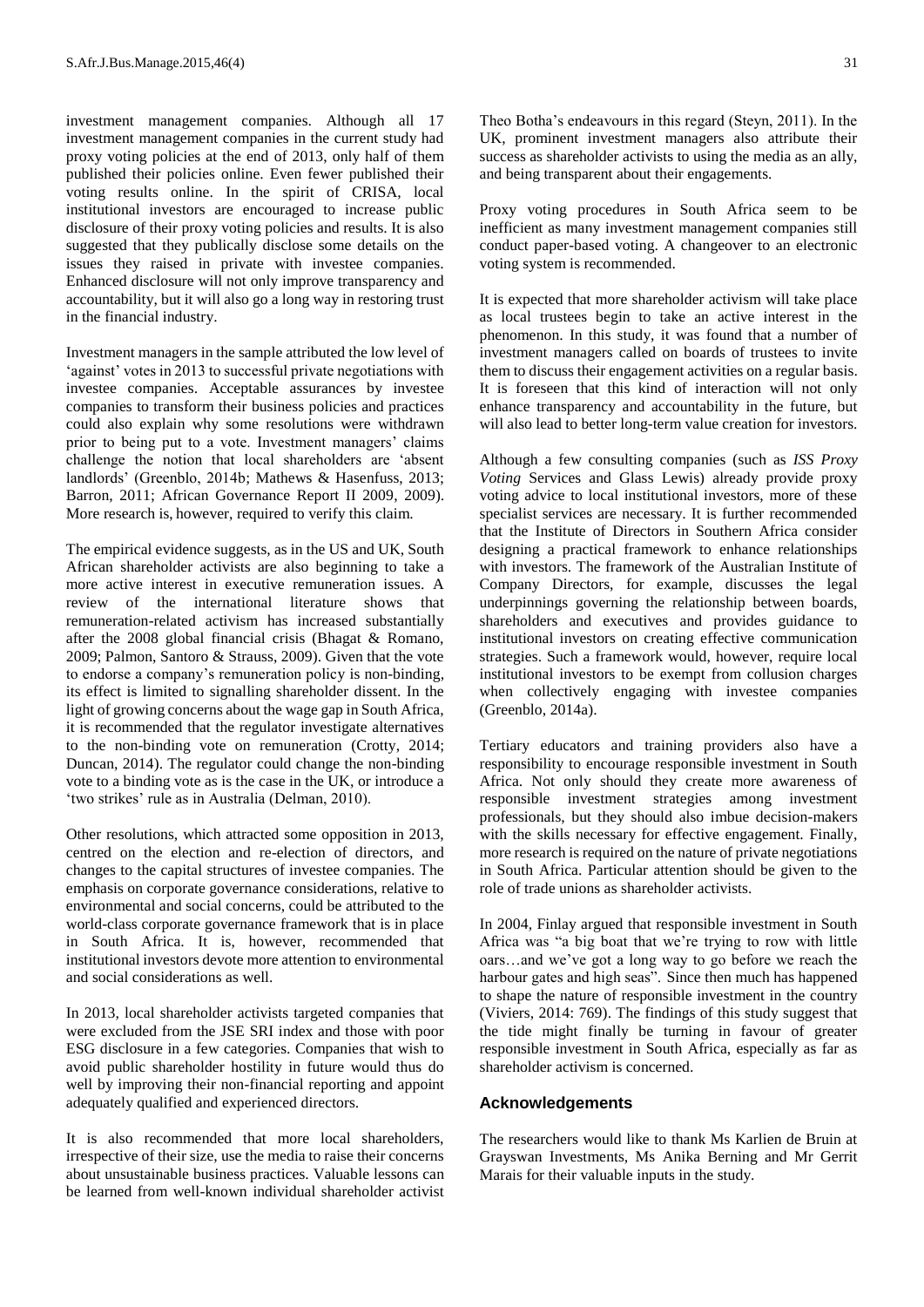investment management companies. Although all 17 investment management companies in the current study had proxy voting policies at the end of 2013, only half of them published their policies online. Even fewer published their voting results online. In the spirit of CRISA, local institutional investors are encouraged to increase public disclosure of their proxy voting policies and results. It is also suggested that they publically disclose some details on the issues they raised in private with investee companies. Enhanced disclosure will not only improve transparency and accountability, but it will also go a long way in restoring trust in the financial industry.

Investment managers in the sample attributed the low level of 'against' votes in 2013 to successful private negotiations with investee companies. Acceptable assurances by investee companies to transform their business policies and practices could also explain why some resolutions were withdrawn prior to being put to a vote. Investment managers' claims challenge the notion that local shareholders are 'absent landlords' (Greenblo, 2014b; Mathews & Hasenfuss, 2013; Barron, 2011; African Governance Report II 2009, 2009). More research is, however, required to verify this claim.

The empirical evidence suggests, as in the US and UK, South African shareholder activists are also beginning to take a more active interest in executive remuneration issues. A review of the international literature shows that remuneration-related activism has increased substantially after the 2008 global financial crisis (Bhagat & Romano, 2009; Palmon, Santoro & Strauss, 2009). Given that the vote to endorse a company's remuneration policy is non-binding, its effect is limited to signalling shareholder dissent. In the light of growing concerns about the wage gap in South Africa, it is recommended that the regulator investigate alternatives to the non-binding vote on remuneration (Crotty, 2014; Duncan, 2014). The regulator could change the non-binding vote to a binding vote as is the case in the UK, or introduce a 'two strikes' rule as in Australia (Delman, 2010).

Other resolutions, which attracted some opposition in 2013, centred on the election and re-election of directors, and changes to the capital structures of investee companies. The emphasis on corporate governance considerations, relative to environmental and social concerns, could be attributed to the world-class corporate governance framework that is in place in South Africa. It is, however, recommended that institutional investors devote more attention to environmental and social considerations as well.

In 2013, local shareholder activists targeted companies that were excluded from the JSE SRI index and those with poor ESG disclosure in a few categories. Companies that wish to avoid public shareholder hostility in future would thus do well by improving their non-financial reporting and appoint adequately qualified and experienced directors.

It is also recommended that more local shareholders, irrespective of their size, use the media to raise their concerns about unsustainable business practices. Valuable lessons can be learned from well-known individual shareholder activist Theo Botha's endeavours in this regard (Steyn, 2011). In the UK, prominent investment managers also attribute their success as shareholder activists to using the media as an ally, and being transparent about their engagements.

Proxy voting procedures in South Africa seem to be inefficient as many investment management companies still conduct paper-based voting. A changeover to an electronic voting system is recommended.

It is expected that more shareholder activism will take place as local trustees begin to take an active interest in the phenomenon. In this study, it was found that a number of investment managers called on boards of trustees to invite them to discuss their engagement activities on a regular basis. It is foreseen that this kind of interaction will not only enhance transparency and accountability in the future, but will also lead to better long-term value creation for investors.

Although a few consulting companies (such as *ISS Proxy Voting* Services and Glass Lewis) already provide proxy voting advice to local institutional investors, more of these specialist services are necessary. It is further recommended that the Institute of Directors in Southern Africa consider designing a practical framework to enhance relationships with investors. The framework of the Australian Institute of Company Directors, for example, discusses the legal underpinnings governing the relationship between boards, shareholders and executives and provides guidance to institutional investors on creating effective communication strategies. Such a framework would, however, require local institutional investors to be exempt from collusion charges when collectively engaging with investee companies (Greenblo, 2014a).

Tertiary educators and training providers also have a responsibility to encourage responsible investment in South Africa. Not only should they create more awareness of responsible investment strategies among investment professionals, but they should also imbue decision-makers with the skills necessary for effective engagement. Finally, more research is required on the nature of private negotiations in South Africa. Particular attention should be given to the role of trade unions as shareholder activists.

In 2004, Finlay argued that responsible investment in South Africa was "a big boat that we're trying to row with little oars…and we've got a long way to go before we reach the harbour gates and high seas". Since then much has happened to shape the nature of responsible investment in the country (Viviers, 2014: 769). The findings of this study suggest that the tide might finally be turning in favour of greater responsible investment in South Africa, especially as far as shareholder activism is concerned.

## Acknowledgements

The researchers would like to thank Ms Karlien de Bruin at Grayswan Investments, Ms Anika Berning and Mr Gerrit Marais for their valuable inputs in the study.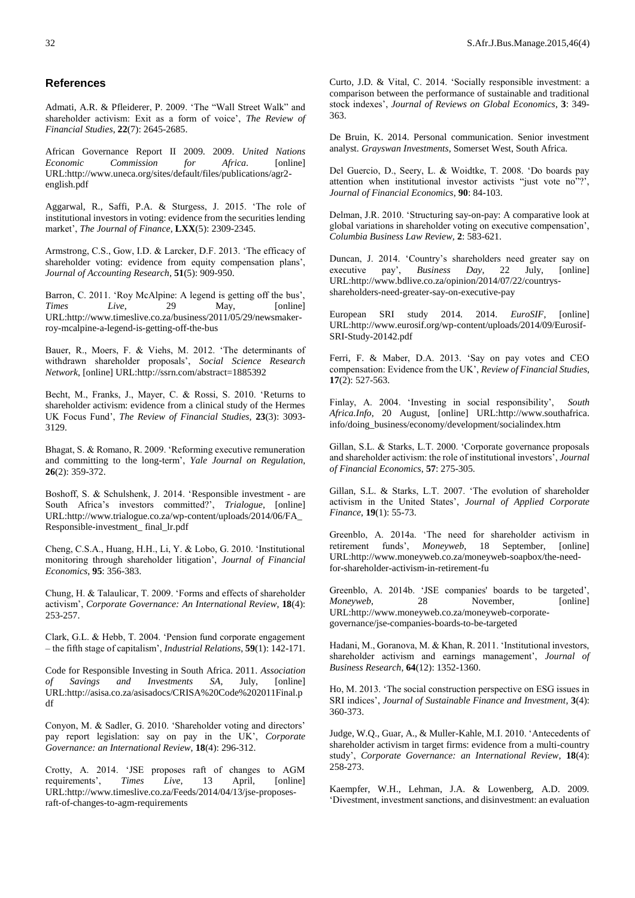## References

Admati, A.R. & Pfleiderer, P. 2009. 'The "Wall Street Walk" and shareholder activism: Exit as a form of voice', *The Review of Financial Studies*, **22**(7): 2645-2685.

African Governance Report II 2009. 2009. *United Nations Economic Commission for Africa*. [online] URL:http://www.uneca.org/sites/default/files/publications/agr2-english.pdf

Aggarwal, R., Saffi, P.A. & Sturgess, J. 2015. 'The role of institutional investors in voting: evidence from the securities lending market', *The Journal of Finance*, **LXX**(5): 2309-2345.

Armstrong, C.S., Gow, I.D. & Larcker, D.F. 2013. 'The efficacy of shareholder voting: evidence from equity compensation plans', *Journal of Accounting Research*, **51**(5): 909-950.

Barron, C. 2011. 'Roy McAlpine: A legend is getting off the bus', *Times Live*, 29 May, [online] URL:http://www.timeslive.co.za/business/2011/05/29/newsmaker-roy-mcalpine-a-legend-is-getting-off-the-bus

Bauer, R., Moers, F. & Viehs, M. 2012. 'The determinants of withdrawn shareholder proposals', *Social Science Research Network*, [online] URL:http://ssrn.com/abstract=1885392

Becht, M., Franks, J., Mayer, C. & Rossi, S. 2010. 'Returns to shareholder activism: evidence from a clinical study of the Hermes UK Focus Fund', *The Review of Financial Studies*, **23**(3): 3093-3129.

Bhagat, S. & Romano, R. 2009. 'Reforming executive remuneration and committing to the long-term', *Yale Journal on Regulation*, **26**(2): 359-372.

Boshoff, S. & Schulshenk, J. 2014. 'Responsible investment - are South Africa's investors committed?', *Trialogue*, [online] URL:http://www.trialogue.co.za/wp-content/uploads/2014/06/FA_ Responsible-investment_ final_lr.pdf

Cheng, C.S.A., Huang, H.H., Li, Y. & Lobo, G. 2010. 'Institutional monitoring through shareholder litigation', *Journal of Financial Economics*, **95**: 356-383.

Chung, H. & Talaulicar, T. 2009. 'Forms and effects of shareholder activism', *Corporate Governance: An International Review*, **18**(4): 253-257.

Clark, G.L. & Hebb, T. 2004. 'Pension fund corporate engagement – the fifth stage of capitalism', *Industrial Relations*, **59**(1): 142-171.

Code for Responsible Investing in South Africa. 2011. *Association of Savings and Investments SA*, July, [online] URL:http://asisa.co.za/asisadocs/CRISA%20Code%202011Final.pdf

Conyon, M. & Sadler, G. 2010. 'Shareholder voting and directors' pay report legislation: say on pay in the UK', *Corporate Governance: an International Review*, **18**(4): 296-312.

Crotty, A. 2014. 'JSE proposes raft of changes to AGM requirements', *Times Live*, 13 April, [online] URL:http://www.timeslive.co.za/Feeds/2014/04/13/jse-proposes-raft-of-changes-to-agm-requirements

Curto, J.D. & Vital, C. 2014. 'Socially responsible investment: a comparison between the performance of sustainable and traditional stock indexes', *Journal of Reviews on Global Economics*, **3**: 349-363.

De Bruin, K. 2014. Personal communication. Senior investment analyst. *Grayswan Investments*, Somerset West, South Africa.

Del Guercio, D., Seery, L. & Woidtke, T. 2008. 'Do boards pay attention when institutional investor activists "just vote no"?', *Journal of Financial Economics*, **90**: 84-103.

Delman, J.R. 2010. 'Structuring say-on-pay: A comparative look at global variations in shareholder voting on executive compensation', *Columbia Business Law Review*, **2**: 583-621.

Duncan, J. 2014. 'Country's shareholders need greater say on executive pay', *Business Day*, 22 July, [online] URL:http://www.bdlive.co.za/opinion/2014/07/22/countrys-shareholders-need-greater-say-on-executive-pay

European SRI study 2014. 2014. *EuroSIF*, [online] URL:http://www.eurosif.org/wp-content/uploads/2014/09/Eurosif-SRI-Study-20142.pdf

Ferri, F. & Maber, D.A. 2013. 'Say on pay votes and CEO compensation: Evidence from the UK', *Review of Financial Studies*, **17**(2): 527-563.

Finlay, A. 2004. 'Investing in social responsibility', *South Africa.Info*, 20 August, [online] URL:http://www.southafrica.info/doing_business/economy/development/socialindex.htm

Gillan, S.L. & Starks, L.T. 2000. 'Corporate governance proposals and shareholder activism: the role of institutional investors', *Journal of Financial Economics*, **57**: 275-305.

Gillan, S.L. & Starks, L.T. 2007. 'The evolution of shareholder activism in the United States', *Journal of Applied Corporate Finance*, **19**(1): 55-73.

Greenblo, A. 2014a. 'The need for shareholder activism in retirement funds', *Moneyweb*, 18 September, [online] URL:http://www.moneyweb.co.za/moneyweb-soapbox/the-need-for-shareholder-activism-in-retirement-fu

Greenblo, A. 2014b. 'JSE companies' boards to be targeted', *Moneyweb*, 28 November, [online] URL:http://www.moneyweb.co.za/moneyweb-corporate-governance/jse-companies-boards-to-be-targeted

Hadani, M., Goranova, M. & Khan, R. 2011. 'Institutional investors, shareholder activism and earnings management', *Journal of Business Research*, **64**(12): 1352-1360.

Ho, M. 2013. 'The social construction perspective on ESG issues in SRI indices', *Journal of Sustainable Finance and Investment*, **3**(4): 360-373.

Judge, W.Q., Guar, A., & Muller-Kahle, M.I. 2010. 'Antecedents of shareholder activism in target firms: evidence from a multi-country study', *Corporate Governance: an International Review*, **18**(4): 258-273.

Kaempfer, W.H., Lehman, J.A. & Lowenberg, A.D. 2009. 'Divestment, investment sanctions, and disinvestment: an evaluation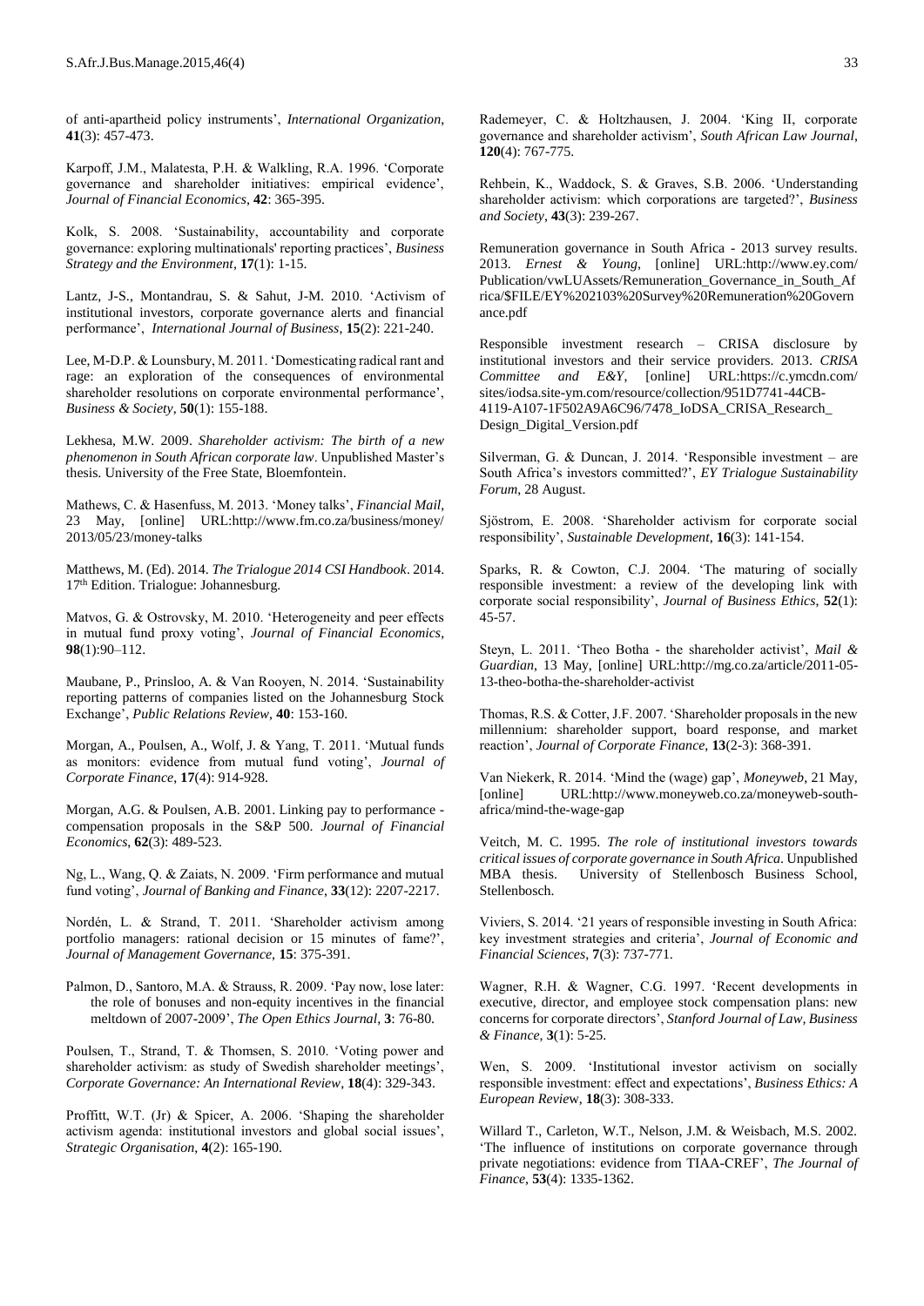of anti-apartheid policy instruments', *International Organization*, **41**(3): 457-473.

Karpoff, J.M., Malatesta, P.H. & Walkling, R.A. 1996. 'Corporate governance and shareholder initiatives: empirical evidence', *Journal of Financial Economics*, **42**: 365-395.

Kolk, S. 2008. 'Sustainability, accountability and corporate governance: exploring multinationals' reporting practices', *Business Strategy and the Environment*, **17**(1): 1-15.

Lantz, J-S., Montandrau, S. & Sahut, J-M. 2010. 'Activism of institutional investors, corporate governance alerts and financial performance', *International Journal of Business*, **15**(2): 221-240.

Lee, M-D.P. & Lounsbury, M. 2011. 'Domesticating radical rant and rage: an exploration of the consequences of environmental shareholder resolutions on corporate environmental performance', *Business & Society*, **50**(1): 155-188.

Lekhesa, M.W. 2009. *Shareholder activism: The birth of a new phenomenon in South African corporate law*. Unpublished Master's thesis. University of the Free State, Bloemfontein.

Mathews, C. & Hasenfuss, M. 2013. 'Money talks', *Financial Mail*, 23 May, [online] URL:http://www.fm.co.za/business/money/2013/05/23/money-talks

Matthews, M. (Ed). 2014. *The Trialogue 2014 CSI Handbook*. 2014. 17th Edition. Trialogue: Johannesburg.

Matvos, G. & Ostrovsky, M. 2010. 'Heterogeneity and peer effects in mutual fund proxy voting', *Journal of Financial Economics*, **98**(1):90–112.

Maubane, P., Prinsloo, A. & Van Rooyen, N. 2014. 'Sustainability reporting patterns of companies listed on the Johannesburg Stock Exchange', *Public Relations Review*, **40**: 153-160.

Morgan, A., Poulsen, A., Wolf, J. & Yang, T. 2011. 'Mutual funds as monitors: evidence from mutual fund voting', *Journal of Corporate Finance*, **17**(4): 914-928.

Morgan, A.G. & Poulsen, A.B. 2001. Linking pay to performance - compensation proposals in the S&P 500. *Journal of Financial Economics*, **62**(3): 489-523.

Ng, L., Wang, Q. & Zaiats, N. 2009. 'Firm performance and mutual fund voting', *Journal of Banking and Finance*, **33**(12): 2207-2217.

Nordén, L. & Strand, T. 2011. 'Shareholder activism among portfolio managers: rational decision or 15 minutes of fame?', *Journal of Management Governance*, **15**: 375-391.

Palmon, D., Santoro, M.A. & Strauss, R. 2009. 'Pay now, lose later: the role of bonuses and non-equity incentives in the financial meltdown of 2007-2009', *The Open Ethics Journal*, **3**: 76-80.

Poulsen, T., Strand, T. & Thomsen, S. 2010. 'Voting power and shareholder activism: as study of Swedish shareholder meetings', *Corporate Governance: An International Review*, **18**(4): 329-343.

Proffitt, W.T. (Jr) & Spicer, A. 2006. 'Shaping the shareholder activism agenda: institutional investors and global social issues', *Strategic Organisation*, **4**(2): 165-190.

Rademeyer, C. & Holtzhausen, J. 2004. 'King II, corporate governance and shareholder activism', *South African Law Journal*, **120**(4): 767-775.

Rehbein, K., Waddock, S. & Graves, S.B. 2006. 'Understanding shareholder activism: which corporations are targeted?', *Business and Society*, **43**(3): 239-267.

Remuneration governance in South Africa - 2013 survey results. 2013. *Ernest & Young*, [online] URL:http://www.ey.com/Publication/vwLUAssets/Remuneration_Governance_in_South_Africa/$FILE/EY%202103%20Survey%20Remuneration%20Governance.pdf

Responsible investment research – CRISA disclosure by institutional investors and their service providers. 2013. *CRISA Committee and E&Y*, [online] URL:https://c.ymcdn.com/sites/iodsa.site-ym.com/resource/collection/951D7741-44CB-4119-A107-1F502A9A6C96/7478_IoDSA_CRISA_Research_Design_Digital_Version.pdf

Silverman, G. & Duncan, J. 2014. 'Responsible investment – are South Africa's investors committed?', *EY Trialogue Sustainability Forum*, 28 August.

Sjöstrom, E. 2008. 'Shareholder activism for corporate social responsibility', *Sustainable Development*, **16**(3): 141-154.

Sparks, R. & Cowton, C.J. 2004. 'The maturing of socially responsible investment: a review of the developing link with corporate social responsibility', *Journal of Business Ethics*, **52**(1): 45-57.

Steyn, L. 2011. 'Theo Botha - the shareholder activist', *Mail & Guardian*, 13 May, [online] URL:http://mg.co.za/article/2011-05-13-theo-botha-the-shareholder-activist

Thomas, R.S. & Cotter, J.F. 2007. 'Shareholder proposals in the new millennium: shareholder support, board response, and market reaction', *Journal of Corporate Finance*, **13**(2-3): 368-391.

Van Niekerk, R. 2014. 'Mind the (wage) gap', *Moneyweb*, 21 May, [online] URL:http://www.moneyweb.co.za/moneyweb-south-africa/mind-the-wage-gap

Veitch, M. C. 1995. *The role of institutional investors towards critical issues of corporate governance in South Africa*. Unpublished MBA thesis. University of Stellenbosch Business School, Stellenbosch.

Viviers, S. 2014. '21 years of responsible investing in South Africa: key investment strategies and criteria', *Journal of Economic and Financial Sciences*, **7**(3): 737-771.

Wagner, R.H. & Wagner, C.G. 1997. 'Recent developments in executive, director, and employee stock compensation plans: new concerns for corporate directors', *Stanford Journal of Law, Business & Finance*, **3**(1): 5-25.

Wen, S. 2009. 'Institutional investor activism on socially responsible investment: effect and expectations', *Business Ethics: A European Review*, **18**(3): 308-333.

Willard T., Carleton, W.T., Nelson, J.M. & Weisbach, M.S. 2002. 'The influence of institutions on corporate governance through private negotiations: evidence from TIAA-CREF', *The Journal of Finance*, **53**(4): 1335-1362.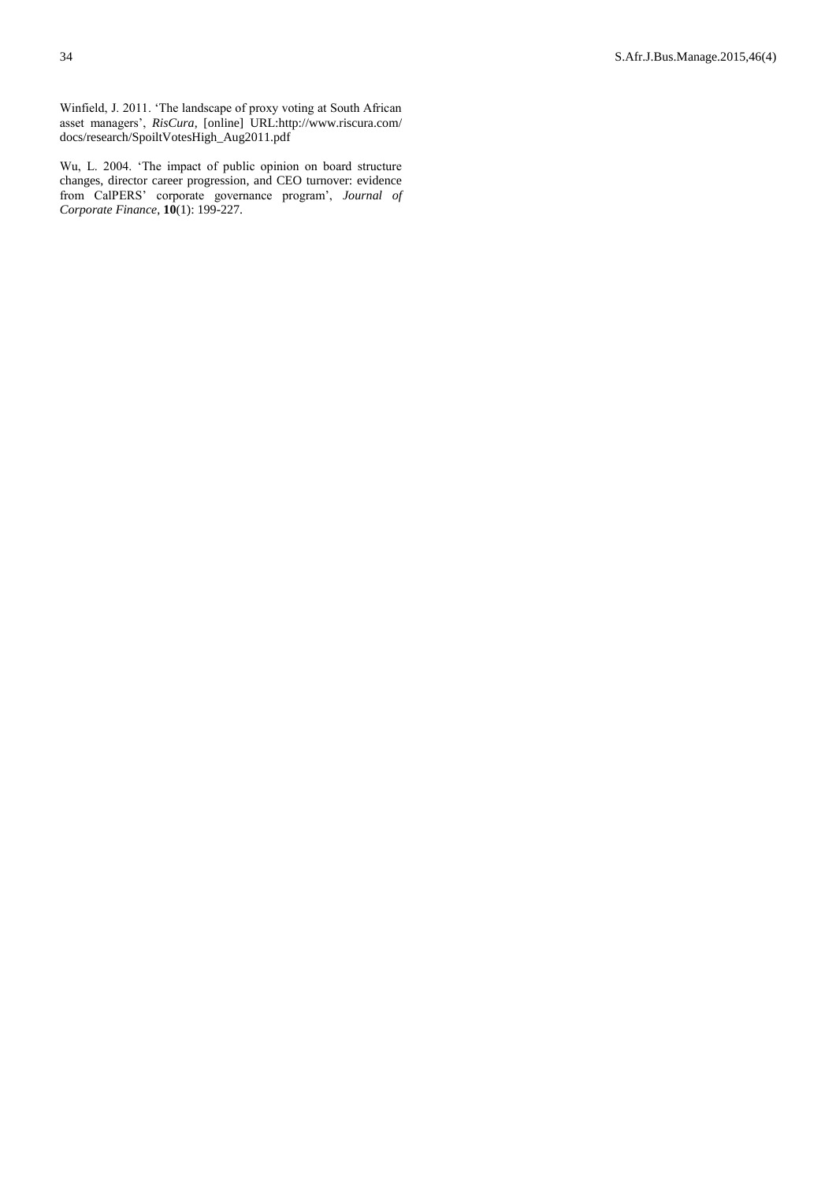Winfield, J. 2011. 'The landscape of proxy voting at South African asset managers', *RisCura*, [online] URL:http://www.riscura.com/docs/research/SpoiltVotesHigh_Aug2011.pdf

Wu, L. 2004. 'The impact of public opinion on board structure changes, director career progression, and CEO turnover: evidence from CalPERS' corporate governance program', *Journal of Corporate Finance*, **10**(1): 199-227.